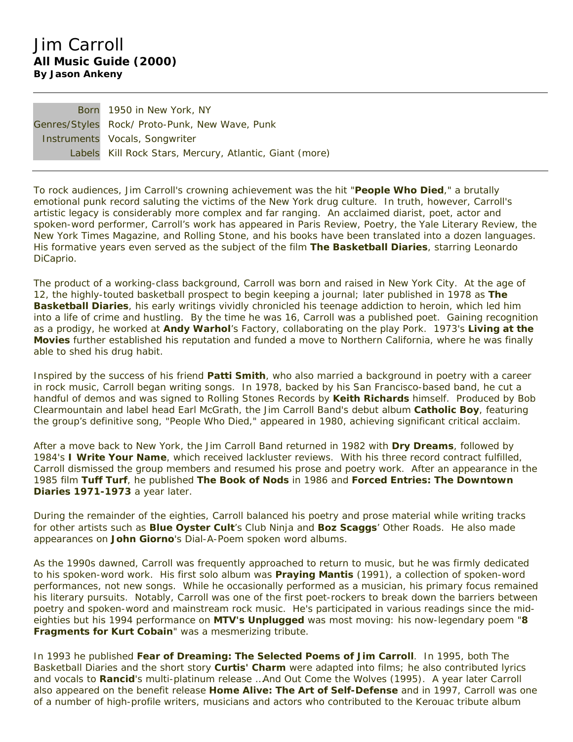# Jim Carroll

**All Music Guide (2000)**
**By Jason Ankeny**

| | |
|---|---|
| Born | 1950 in New York, NY |
| Genres/Styles | Rock/ Proto-Punk, New Wave, Punk |
| Instruments | Vocals, Songwriter |
| Labels | Kill Rock Stars, Mercury, Atlantic, Giant (more) |

To rock audiences, Jim Carroll's crowning achievement was the hit "**People Who Died**," a brutally emotional punk record saluting the victims of the New York drug culture. In truth, however, Carroll's artistic legacy is considerably more complex and far ranging. An acclaimed diarist, poet, actor and spoken-word performer, Carroll's work has appeared in Paris Review, Poetry, the Yale Literary Review, the New York Times Magazine, and Rolling Stone, and his books have been translated into a dozen languages. His formative years even served as the subject of the film **The Basketball Diaries**, starring Leonardo DiCaprio.

The product of a working-class background, Carroll was born and raised in New York City. At the age of 12, the highly-touted basketball prospect to begin keeping a journal; later published in 1978 as **The Basketball Diaries**, his early writings vividly chronicled his teenage addiction to heroin, which led him into a life of crime and hustling. By the time he was 16, Carroll was a published poet. Gaining recognition as a prodigy, he worked at **Andy Warhol**'s Factory, collaborating on the play Pork. 1973's **Living at the Movies** further established his reputation and funded a move to Northern California, where he was finally able to shed his drug habit.

Inspired by the success of his friend **Patti Smith**, who also married a background in poetry with a career in rock music, Carroll began writing songs. In 1978, backed by his San Francisco-based band, he cut a handful of demos and was signed to Rolling Stones Records by **Keith Richards** himself. Produced by Bob Clearmountain and label head Earl McGrath, the Jim Carroll Band's debut album **Catholic Boy**, featuring the group's definitive song, "People Who Died," appeared in 1980, achieving significant critical acclaim.

After a move back to New York, the Jim Carroll Band returned in 1982 with **Dry Dreams**, followed by 1984's **I Write Your Name**, which received lackluster reviews. With his three record contract fulfilled, Carroll dismissed the group members and resumed his prose and poetry work. After an appearance in the 1985 film **Tuff Turf**, he published **The Book of Nods** in 1986 and **Forced Entries: The Downtown Diaries 1971-1973** a year later.

During the remainder of the eighties, Carroll balanced his poetry and prose material while writing tracks for other artists such as **Blue Oyster Cult**'s Club Ninja and **Boz Scaggs**' Other Roads. He also made appearances on **John Giorno**'s Dial-A-Poem spoken word albums.

As the 1990s dawned, Carroll was frequently approached to return to music, but he was firmly dedicated to his spoken-word work. His first solo album was **Praying Mantis** (1991), a collection of spoken-word performances, not new songs. While he occasionally performed as a musician, his primary focus remained his literary pursuits. Notably, Carroll was one of the first poet-rockers to break down the barriers between poetry and spoken-word and mainstream rock music. He's participated in various readings since the mid-eighties but his 1994 performance on **MTV's Unplugged** was most moving: his now-legendary poem "**8 Fragments for Kurt Cobain**" was a mesmerizing tribute.

In 1993 he published **Fear of Dreaming: The Selected Poems of Jim Carroll**. In 1995, both The Basketball Diaries and the short story **Curtis' Charm** were adapted into films; he also contributed lyrics and vocals to **Rancid**'s multi-platinum release ...And Out Come the Wolves (1995). A year later Carroll also appeared on the benefit release **Home Alive: The Art of Self-Defense** and in 1997, Carroll was one of a number of high-profile writers, musicians and actors who contributed to the Kerouac tribute album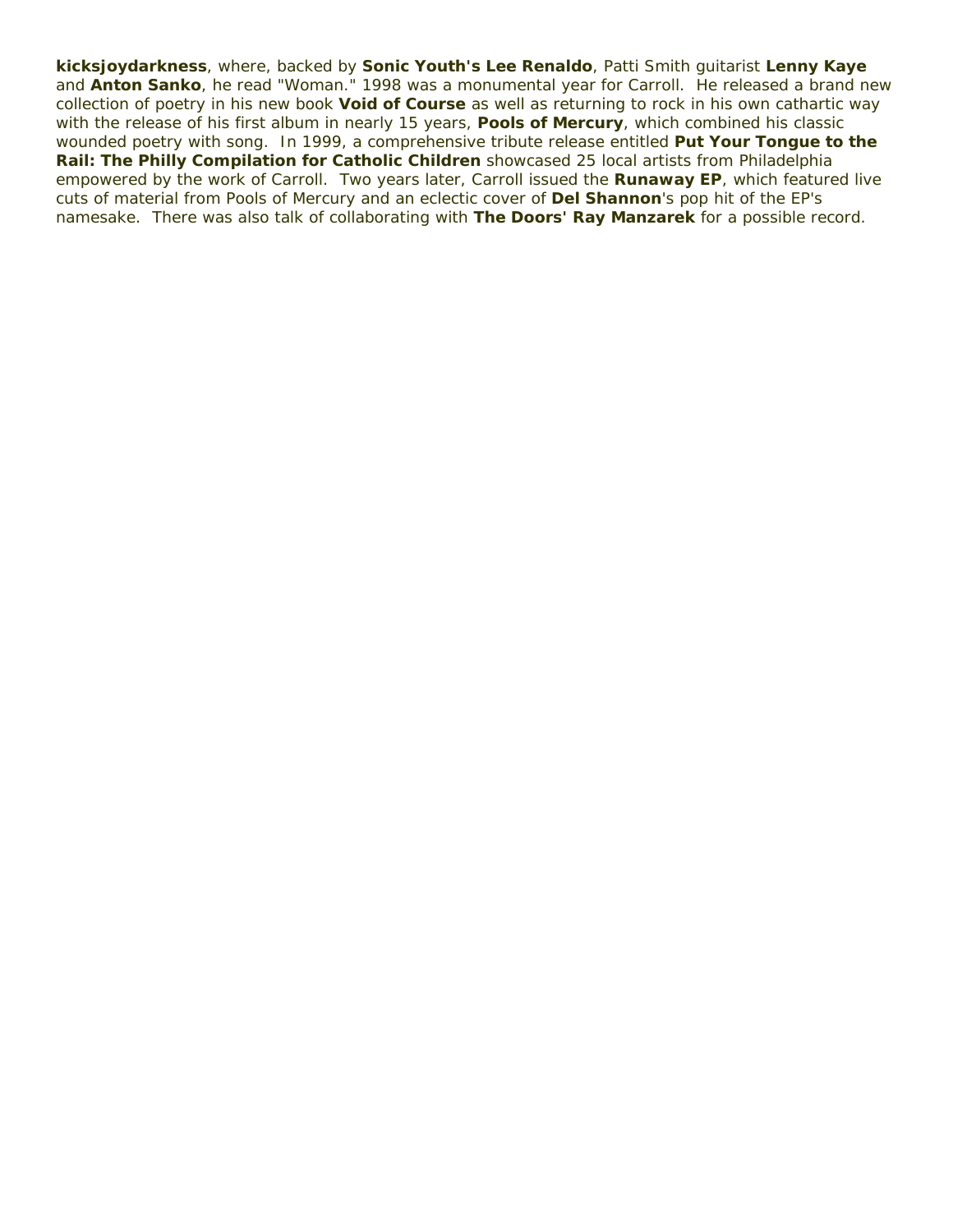**kicksjoydarkness**, where, backed by **Sonic Youth's Lee Renaldo**, Patti Smith guitarist **Lenny Kaye** and **Anton Sanko**, he read "Woman." 1998 was a monumental year for Carroll. He released a brand new collection of poetry in his new book **Void of Course** as well as returning to rock in his own cathartic way with the release of his first album in nearly 15 years, **Pools of Mercury**, which combined his classic wounded poetry with song. In 1999, a comprehensive tribute release entitled **Put Your Tongue to the Rail: The Philly Compilation for Catholic Children** showcased 25 local artists from Philadelphia empowered by the work of Carroll. Two years later, Carroll issued the **Runaway EP**, which featured live cuts of material from Pools of Mercury and an eclectic cover of **Del Shannon**'s pop hit of the EP's namesake. There was also talk of collaborating with **The Doors' Ray Manzarek** for a possible record.